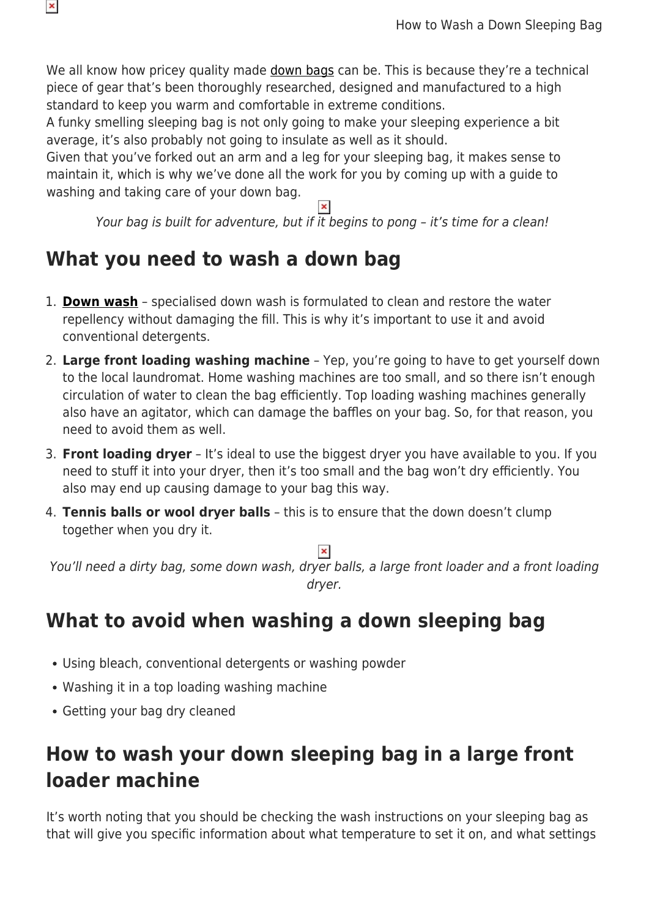We all know how pricey quality made down bags can be. This is because they're a technical piece of gear that's been thoroughly researched, designed and manufactured to a high standard to keep you warm and comfortable in extreme conditions.
A funky smelling sleeping bag is not only going to make your sleeping experience a bit average, it's also probably not going to insulate as well as it should.
Given that you've forked out an arm and a leg for your sleeping bag, it makes sense to maintain it, which is why we've done all the work for you by coming up with a guide to washing and taking care of your down bag.

*Your bag is built for adventure, but if it begins to pong – it's time for a clean!*

## What you need to wash a down bag

1. **Down wash** – specialised down wash is formulated to clean and restore the water repellency without damaging the fill. This is why it's important to use it and avoid conventional detergents.
2. **Large front loading washing machine** – Yep, you're going to have to get yourself down to the local laundromat. Home washing machines are too small, and so there isn't enough circulation of water to clean the bag efficiently. Top loading washing machines generally also have an agitator, which can damage the baffles on your bag. So, for that reason, you need to avoid them as well.
3. **Front loading dryer** – It's ideal to use the biggest dryer you have available to you. If you need to stuff it into your dryer, then it's too small and the bag won't dry efficiently. You also may end up causing damage to your bag this way.
4. **Tennis balls or wool dryer balls** – this is to ensure that the down doesn't clump together when you dry it.

*You'll need a dirty bag, some down wash, dryer balls, a large front loader and a front loading dryer.*

## What to avoid when washing a down sleeping bag

- Using bleach, conventional detergents or washing powder
- Washing it in a top loading washing machine
- Getting your bag dry cleaned

## How to wash your down sleeping bag in a large front loader machine

It's worth noting that you should be checking the wash instructions on your sleeping bag as that will give you specific information about what temperature to set it on, and what settings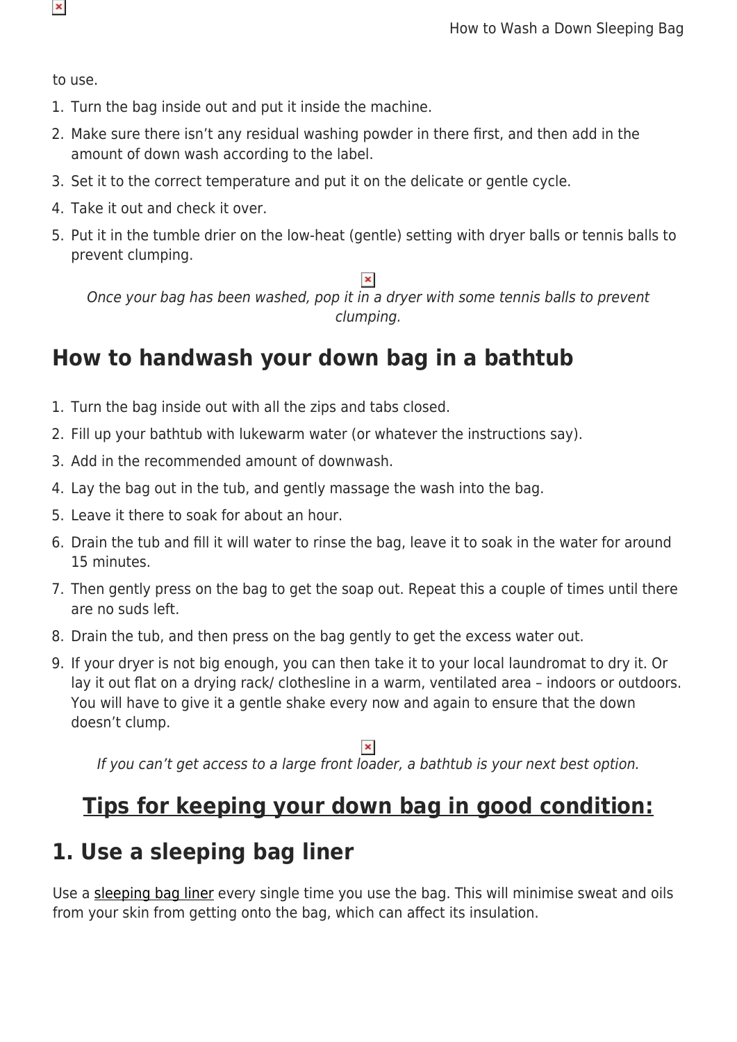to use.

1. Turn the bag inside out and put it inside the machine.
2. Make sure there isn't any residual washing powder in there first, and then add in the amount of down wash according to the label.
3. Set it to the correct temperature and put it on the delicate or gentle cycle.
4. Take it out and check it over.
5. Put it in the tumble drier on the low-heat (gentle) setting with dryer balls or tennis balls to prevent clumping.

*Once your bag has been washed, pop it in a dryer with some tennis balls to prevent clumping.*

## How to handwash your down bag in a bathtub

1. Turn the bag inside out with all the zips and tabs closed.
2. Fill up your bathtub with lukewarm water (or whatever the instructions say).
3. Add in the recommended amount of downwash.
4. Lay the bag out in the tub, and gently massage the wash into the bag.
5. Leave it there to soak for about an hour.
6. Drain the tub and fill it will water to rinse the bag, leave it to soak in the water for around 15 minutes.
7. Then gently press on the bag to get the soap out. Repeat this a couple of times until there are no suds left.
8. Drain the tub, and then press on the bag gently to get the excess water out.
9. If your dryer is not big enough, you can then take it to your local laundromat to dry it. Or lay it out flat on a drying rack/ clothesline in a warm, ventilated area – indoors or outdoors. You will have to give it a gentle shake every now and again to ensure that the down doesn't clump.

*If you can't get access to a large front loader, a bathtub is your next best option.*

## Tips for keeping your down bag in good condition:

## 1. Use a sleeping bag liner

Use a sleeping bag liner every single time you use the bag. This will minimise sweat and oils from your skin from getting onto the bag, which can affect its insulation.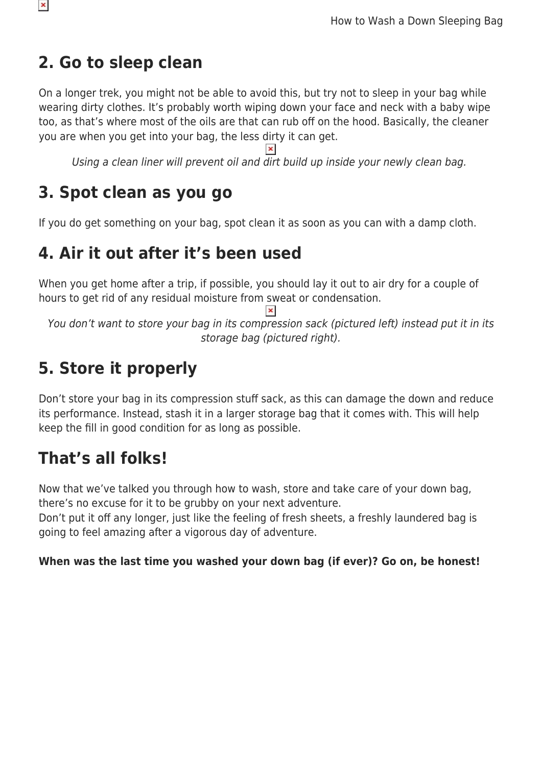## 2. Go to sleep clean

On a longer trek, you might not be able to avoid this, but try not to sleep in your bag while wearing dirty clothes. It's probably worth wiping down your face and neck with a baby wipe too, as that's where most of the oils are that can rub off on the hood. Basically, the cleaner you are when you get into your bag, the less dirty it can get.

*Using a clean liner will prevent oil and dirt build up inside your newly clean bag.*

## 3. Spot clean as you go

If you do get something on your bag, spot clean it as soon as you can with a damp cloth.

## 4. Air it out after it's been used

When you get home after a trip, if possible, you should lay it out to air dry for a couple of hours to get rid of any residual moisture from sweat or condensation.

*You don't want to store your bag in its compression sack (pictured left) instead put it in its storage bag (pictured right).*

## 5. Store it properly

Don't store your bag in its compression stuff sack, as this can damage the down and reduce its performance. Instead, stash it in a larger storage bag that it comes with. This will help keep the fill in good condition for as long as possible.

## That's all folks!

Now that we've talked you through how to wash, store and take care of your down bag, there's no excuse for it to be grubby on your next adventure.
Don't put it off any longer, just like the feeling of fresh sheets, a freshly laundered bag is going to feel amazing after a vigorous day of adventure.

**When was the last time you washed your down bag (if ever)? Go on, be honest!**